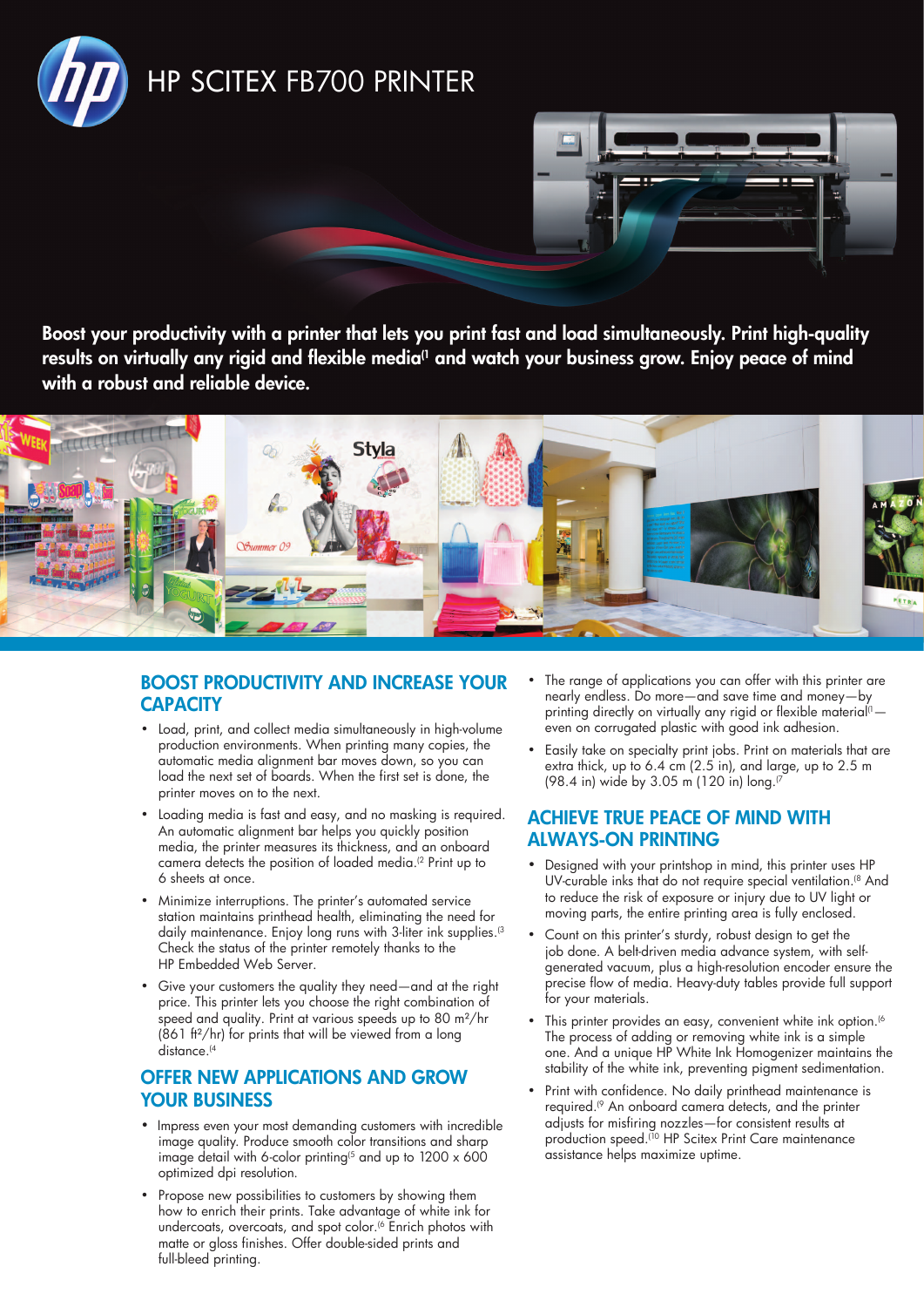# HP SCITEX FB700 PRINTER

**Boost your productivity with a printer that lets you print fast and load simultaneously. Print high-quality results on virtually any rigid and flexible media[1] and watch your business grow. Enjoy peace of mind with a robust and reliable device.**

## BOOST PRODUCTIVITY AND INCREASE YOUR CAPACITY

- Load, print, and collect media simultaneously in high-volume production environments. When printing many copies, the automatic media alignment bar moves down, so you can load the next set of boards. When the first set is done, the printer moves on to the next.
- Loading media is fast and easy, and no masking is required. An automatic alignment bar helps you quickly position media, the printer measures its thickness, and an onboard camera detects the position of loaded media.[2] Print up to 6 sheets at once.
- Minimize interruptions. The printer's automated service station maintains printhead health, eliminating the need for daily maintenance. Enjoy long runs with 3-liter ink supplies.[3] Check the status of the printer remotely thanks to the HP Embedded Web Server.
- Give your customers the quality they need—and at the right price. This printer lets you choose the right combination of speed and quality. Print at various speeds up to 80 m²/hr (861 ft²/hr) for prints that will be viewed from a long distance.[4]

## OFFER NEW APPLICATIONS AND GROW YOUR BUSINESS

- Impress even your most demanding customers with incredible image quality. Produce smooth color transitions and sharp image detail with 6-color printing[5] and up to 1200 x 600 optimized dpi resolution.
- Propose new possibilities to customers by showing them how to enrich their prints. Take advantage of white ink for undercoats, overcoats, and spot color.[6] Enrich photos with matte or gloss finishes. Offer double-sided prints and full-bleed printing.
- The range of applications you can offer with this printer are nearly endless. Do more—and save time and money—by printing directly on virtually any rigid or flexible material[1]—even on corrugated plastic with good ink adhesion.
- Easily take on specialty print jobs. Print on materials that are extra thick, up to 6.4 cm (2.5 in), and large, up to 2.5 m (98.4 in) wide by 3.05 m (120 in) long.[7]

## ACHIEVE TRUE PEACE OF MIND WITH ALWAYS-ON PRINTING

- Designed with your printshop in mind, this printer uses HP UV-curable inks that do not require special ventilation.[8] And to reduce the risk of exposure or injury due to UV light or moving parts, the entire printing area is fully enclosed.
- Count on this printer's sturdy, robust design to get the job done. A belt-driven media advance system, with self-generated vacuum, plus a high-resolution encoder ensure the precise flow of media. Heavy-duty tables provide full support for your materials.
- This printer provides an easy, convenient white ink option.[6] The process of adding or removing white ink is a simple one. And a unique HP White Ink Homogenizer maintains the stability of the white ink, preventing pigment sedimentation.
- Print with confidence. No daily printhead maintenance is required.[9] An onboard camera detects, and the printer adjusts for misfiring nozzles—for consistent results at production speed.[10] HP Scitex Print Care maintenance assistance helps maximize uptime.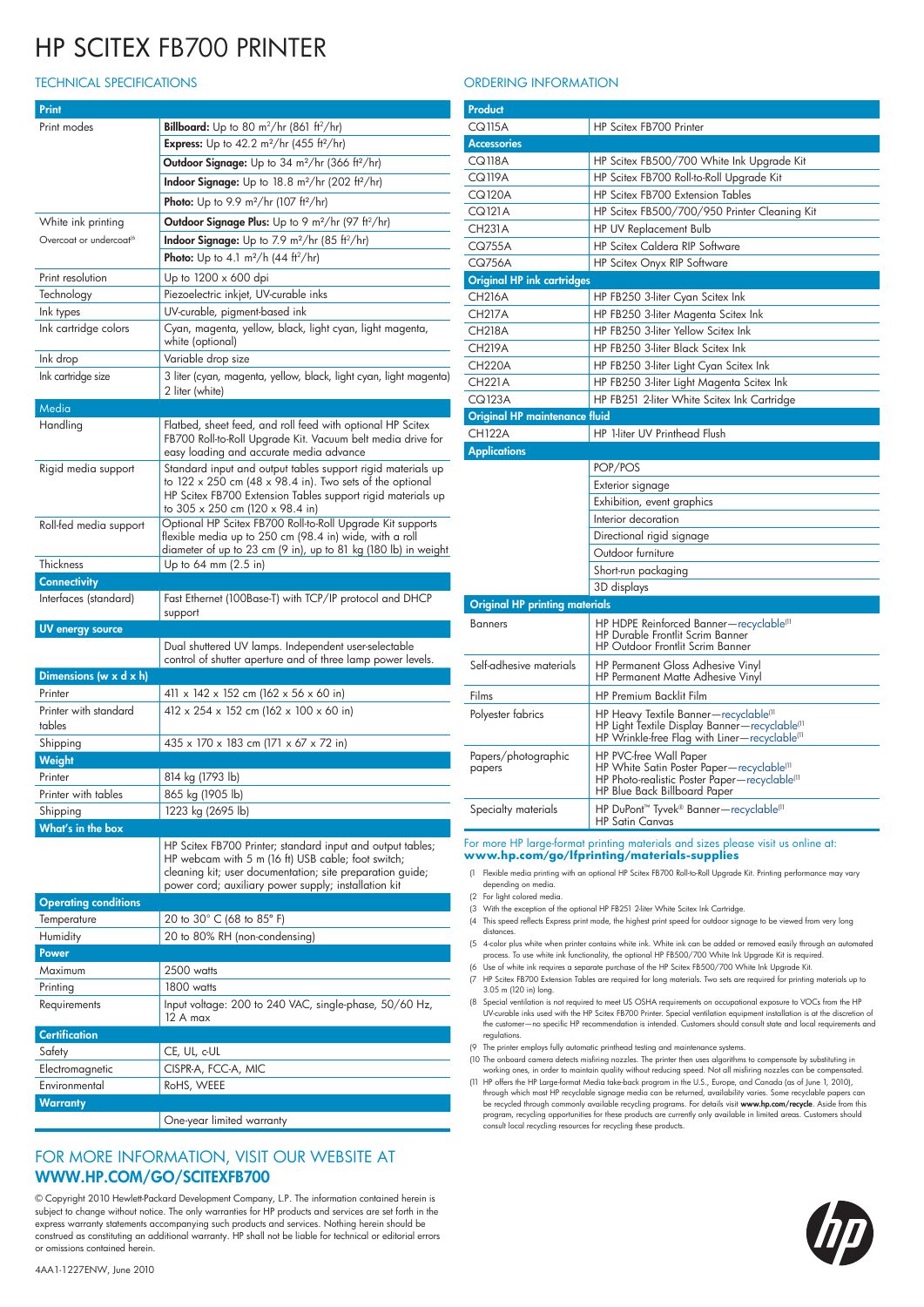# HP SCITEX FB700 PRINTER

## TECHNICAL SPECIFICATIONS

| | |
|---|---|
| **Print** | |
| Print modes | **Billboard:** Up to 80 $m^2$/hr (861 $ft^2$/hr) |
| | **Express:** Up to 42.2 $m^2$/hr (455 $ft^2$/hr) |
| | **Outdoor Signage:** Up to 34 $m^2$/hr (366 $ft^2$/hr) |
| | **Indoor Signage:** Up to 18.8 $m^2$/hr (202 $ft^2$/hr) |
| | **Photo:** Up to 9.9 $m^2$/hr (107 $ft^2$/hr) |
| White ink printing | **Outdoor Signage Plus:** Up to 9 $m^2$/hr (97 $ft^2$/hr) |
| Overcoat or undercoat[6] | **Indoor Signage:** Up to 7.9 $m^2$/hr (85 $ft^2$/hr) |
| | **Photo:** Up to 4.1 $m^2$/h (44 $ft^2$/hr) |
| Print resolution | Up to 1200 x 600 dpi |
| Technology | Piezoelectric inkjet, UV-curable inks |
| Ink types | UV-curable, pigment-based ink |
| Ink cartridge colors | Cyan, magenta, yellow, black, light cyan, light magenta, white (optional) |
| Ink drop | Variable drop size |
| Ink cartridge size | 3 liter (cyan, magenta, yellow, black, light cyan, light magenta) 2 liter (white) |
| **Media** | |
| Handling | Flatbed, sheet feed, and roll feed with optional HP Scitex FB700 Roll-to-Roll Upgrade Kit. Vacuum belt media drive for easy loading and accurate media advance |
| Rigid media support | Standard input and output tables support rigid materials up to 122 x 250 cm (48 x 98.4 in). Two sets of the optional HP Scitex FB700 Extension Tables support rigid materials up to 305 x 250 cm (120 x 98.4 in) |
| Roll-fed media support | Optional HP Scitex FB700 Roll-to-Roll Upgrade Kit supports flexible media up to 250 cm (98.4 in) wide, with a roll diameter of up to 23 cm (9 in), up to 81 kg (180 lb) in weight |
| Thickness | Up to 64 mm (2.5 in) |
| **Connectivity** | |
| Interfaces (standard) | Fast Ethernet (100Base-T) with TCP/IP protocol and DHCP support |
| **UV energy source** | |
| | Dual shuttered UV lamps. Independent user-selectable control of shutter aperture and of three lamp power levels. |
| **Dimensions (w x d x h)** | |
| Printer | 411 x 142 x 152 cm (162 x 56 x 60 in) |
| Printer with standard tables | 412 x 254 x 152 cm (162 x 100 x 60 in) |
| Shipping | 435 x 170 x 183 cm (171 x 67 x 72 in) |
| **Weight** | |
| Printer | 814 kg (1793 lb) |
| Printer with tables | 865 kg (1905 lb) |
| Shipping | 1223 kg (2695 lb) |
| **What's in the box** | |
| | HP Scitex FB700 Printer; standard input and output tables; HP webcam with 5 m (16 ft) USB cable; foot switch; cleaning kit; user documentation; site preparation guide; power cord; auxiliary power supply; installation kit |
| **Operating conditions** | |
| Temperature | 20 to 30° C (68 to 85° F) |
| Humidity | 20 to 80% RH (non-condensing) |
| **Power** | |
| Maximum | 2500 watts |
| Printing | 1800 watts |
| Requirements | Input voltage: 200 to 240 VAC, single-phase, 50/60 Hz, 12 A max |
| **Certification** | |
| Safety | CE, UL, cUL |
| Electromagnetic | CISPR-A, FCC-A, MIC |
| Environmental | RoHS, WEEE |
| **Warranty** | |
| | One-year limited warranty |

## ORDERING INFORMATION

| | |
|---|---|
| **Product** | |
| CQ115A | HP Scitex FB700 Printer |
| **Accessories** | |
| CQ118A | HP Scitex FB500/700 White Ink Upgrade Kit |
| CQ119A | HP Scitex FB700 Roll-to-Roll Upgrade Kit |
| CQ120A | HP Scitex FB700 Extension Tables |
| CQ121A | HP Scitex FB500/700/950 Printer Cleaning Kit |
| CH231A | HP UV Replacement Bulb |
| CQ755A | HP Scitex Caldera RIP Software |
| CQ756A | HP Scitex Onyx RIP Software |
| **Original HP ink cartridges** | |
| CH216A | HP FB250 3-liter Cyan Scitex Ink |
| CH217A | HP FB250 3-liter Magenta Scitex Ink |
| CH218A | HP FB250 3-liter Yellow Scitex Ink |
| CH219A | HP FB250 3-liter Black Scitex Ink |
| CH220A | HP FB250 3-liter Light Cyan Scitex Ink |
| CH221A | HP FB250 3-liter Light Magenta Scitex Ink |
| CQ123A | HP FB251 2-liter White Scitex Ink Cartridge |
| **Original HP maintenance fluid** | |
| CH122A | HP 1-liter UV Printhead Flush |
| **Applications** | |
| | POP/POS |
| | Exterior signage |
| | Exhibition, event graphics |
| | Interior decoration |
| | Directional rigid signage |
| | Outdoor furniture |
| | Short-run packaging |
| | 3D displays |
| **Original HP printing materials** | |
| Banners | HP HDPE Reinforced Banner—recyclable[11] HP Durable Frontlit Scrim Banner HP Outdoor Frontlit Scrim Banner |
| Self-adhesive materials | HP Permanent Gloss Adhesive Vinyl HP Permanent Matte Adhesive Vinyl |
| Films | HP Premium Backlit Film |
| Polyester fabrics | HP Heavy Textile Banner—recyclable[11] HP Light Textile Display Banner—recyclable[11] HP Wrinkle-free Flag with Liner—recyclable[11] |
| Papers/photographic papers | HP PVC-free Wall Paper HP White Satin Poster Paper—recyclable[11] HP Photo-realistic Poster Paper—recyclable[11] HP Blue Back Billboard Paper |
| Specialty materials | HP DuPont™ Tyvek® Banner—recyclable[11] HP Satin Canvas |

For more HP large-format printing materials and sizes please visit us online at: **www.hp.com/go/lfprinting/materials-supplies**

1. Flexible media printing with an optional HP Scitex FB700 Roll-to-Roll Upgrade Kit. Printing performance may vary depending on media.
2. For light colored media.
3. With the exception of the optional HP FB251 2-liter White Scitex Ink Cartridge.
4. This speed reflects Express print mode, the highest print speed for outdoor signage to be viewed from very long distances.
5. 4-color plus white when printer contains white ink. White ink can be added or removed easily through an automated process. To use white ink functionality, the optional HP FB500/700 White Ink Upgrade Kit is required.
6. Use of white ink requires a separate purchase of the HP Scitex FB500/700 White Ink Upgrade Kit.
7. HP Scitex FB700 Extension Tables are required for long materials. Two sets are required for printing materials up to 3.05 m (120 in) long.
8. Special ventilation is not required to meet US OSHA requirements on occupational exposure to VOCs from the HP UV-curable inks used with the HP Scitex FB700 Printer. Special ventilation equipment installation is at the discretion of the customer—no specific HP recommendation is intended. Customers should consult state and local requirements and regulations.
9. The printer employs fully automatic printhead testing and maintenance systems.
10. The onboard camera detects misfiring nozzles. The printer then uses algorithms to compensate by substituting in working ones, in order to maintain quality without reducing speed. Not all misfiring nozzles can be compensated.
11. HP offers the HP Large-format Media take-back program in the U.S., Europe, and Canada (as of June 1, 2010), through which most HP recyclable signage media can be returned, availability varies. Some recyclable papers can be recycled through commonly available recycling programs. For details visit **www.hp.com/recycle**. Aside from this program, recycling opportunities for these products are currently only available in limited areas. Customers should consult local recycling resources for recycling these products.

## FOR MORE INFORMATION, VISIT OUR WEBSITE AT **WWW.HP.COM/GO/SCITEXFB700**

© Copyright 2010 Hewlett-Packard Development Company, L.P. The information contained herein is subject to change without notice. The only warranties for HP products and services are set forth in the express warranty statements accompanying such products and services. Nothing herein should be construed as constituting an additional warranty. HP shall not be liable for technical or editorial errors or omissions contained herein.

4AA1-1227ENW, June 2010